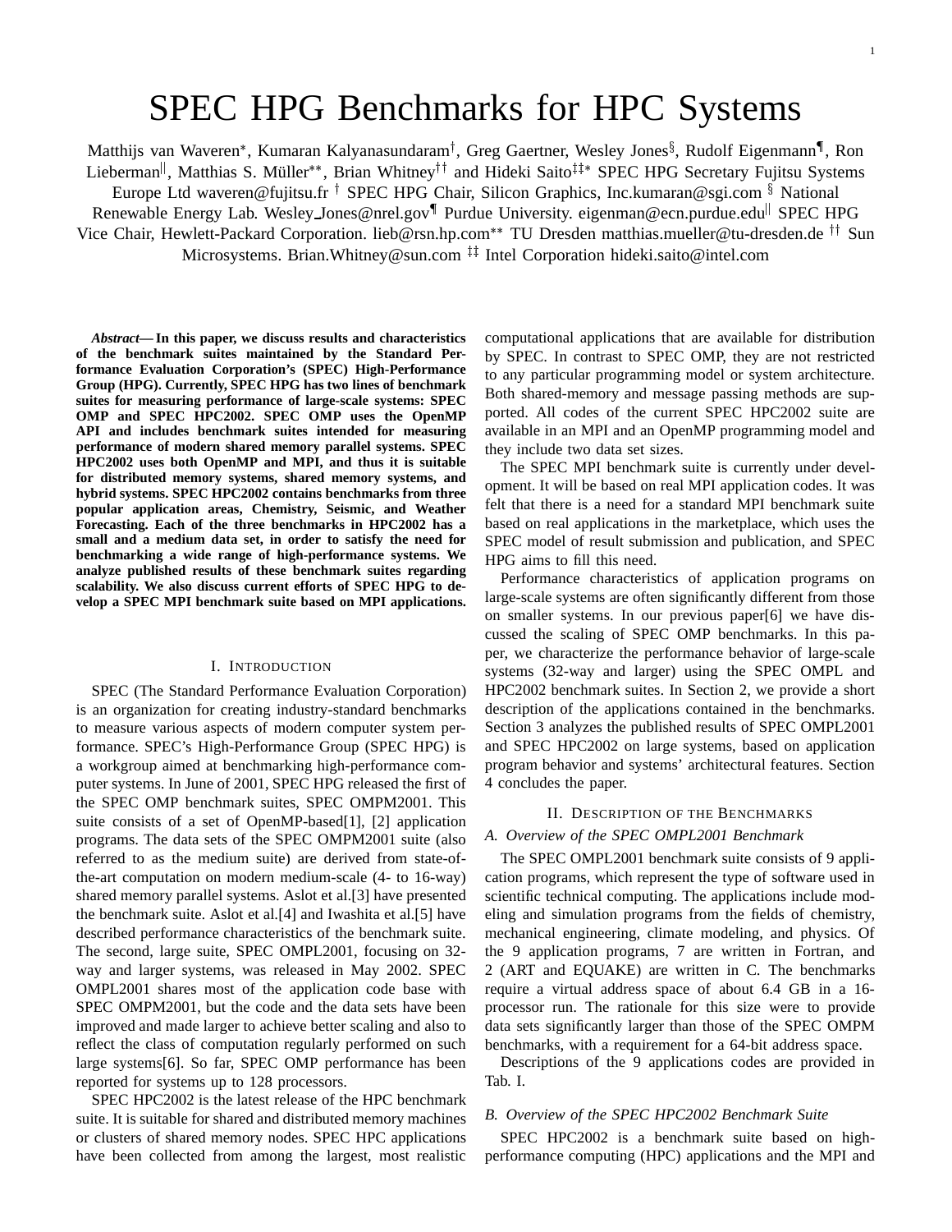# SPEC HPG Benchmarks for HPC Systems

Matthijs van Waveren*, Kumaran Kalyanasundaram†, Greg Gaertner, Wesley Jones§, Rudolf Eigenmann¶, Ron Lieberman||, Matthias S. Müller**, Brian Whitney†† and Hideki Saito‡‡* SPEC HPG Secretary Fujitsu Systems Europe Ltd waveren@fujitsu.fr † SPEC HPG Chair, Silicon Graphics, Inc.kumaran@sgi.com § National Renewable Energy Lab. Wesley_Jones@nrel.gov¶ Purdue University. eigenman@ecn.purdue.edu|| SPEC HPG Vice Chair, Hewlett-Packard Corporation. lieb@rsn.hp.com** TU Dresden matthias.mueller@tu-dresden.de †† Sun Microsystems. Brian.Whitney@sun.com ‡‡ Intel Corporation hideki.saito@intel.com

***Abstract*— In this paper, we discuss results and characteristics of the benchmark suites maintained by the Standard Performance Evaluation Corporation's (SPEC) High-Performance Group (HPG). Currently, SPEC HPG has two lines of benchmark suites for measuring performance of large-scale systems: SPEC OMP and SPEC HPC2002. SPEC OMP uses the OpenMP API and includes benchmark suites intended for measuring performance of modern shared memory parallel systems. SPEC HPC2002 uses both OpenMP and MPI, and thus it is suitable for distributed memory systems, shared memory systems, and hybrid systems. SPEC HPC2002 contains benchmarks from three popular application areas, Chemistry, Seismic, and Weather Forecasting. Each of the three benchmarks in HPC2002 has a small and a medium data set, in order to satisfy the need for benchmarking a wide range of high-performance systems. We analyze published results of these benchmark suites regarding scalability. We also discuss current efforts of SPEC HPG to develop a SPEC MPI benchmark suite based on MPI applications.**

## I. Introduction

SPEC (The Standard Performance Evaluation Corporation) is an organization for creating industry-standard benchmarks to measure various aspects of modern computer system performance. SPEC's High-Performance Group (SPEC HPG) is a workgroup aimed at benchmarking high-performance computer systems. In June of 2001, SPEC HPG released the first of the SPEC OMP benchmark suites, SPEC OMPM2001. This suite consists of a set of OpenMP-based[1], [2] application programs. The data sets of the SPEC OMPM2001 suite (also referred to as the medium suite) are derived from state-of-the-art computation on modern medium-scale (4- to 16-way) shared memory parallel systems. Aslot et al.[3] have presented the benchmark suite. Aslot et al.[4] and Iwashita et al.[5] have described performance characteristics of the benchmark suite. The second, large suite, SPEC OMPL2001, focusing on 32-way and larger systems, was released in May 2002. SPEC OMPL2001 shares most of the application code base with SPEC OMPM2001, but the code and the data sets have been improved and made larger to achieve better scaling and also to reflect the class of computation regularly performed on such large systems[6]. So far, SPEC OMP performance has been reported for systems up to 128 processors.

SPEC HPC2002 is the latest release of the HPC benchmark suite. It is suitable for shared and distributed memory machines or clusters of shared memory nodes. SPEC HPC applications have been collected from among the largest, most realistic computational applications that are available for distribution by SPEC. In contrast to SPEC OMP, they are not restricted to any particular programming model or system architecture. Both shared-memory and message passing methods are supported. All codes of the current SPEC HPC2002 suite are available in an MPI and an OpenMP programming model and they include two data set sizes.

The SPEC MPI benchmark suite is currently under development. It will be based on real MPI application codes. It was felt that there is a need for a standard MPI benchmark suite based on real applications in the marketplace, which uses the SPEC model of result submission and publication, and SPEC HPG aims to fill this need.

Performance characteristics of application programs on large-scale systems are often significantly different from those on smaller systems. In our previous paper[6] we have discussed the scaling of SPEC OMP benchmarks. In this paper, we characterize the performance behavior of large-scale systems (32-way and larger) using the SPEC OMPL and HPC2002 benchmark suites. In Section 2, we provide a short description of the applications contained in the benchmarks. Section 3 analyzes the published results of SPEC OMPL2001 and SPEC HPC2002 on large systems, based on application program behavior and systems' architectural features. Section 4 concludes the paper.

## II. Description of the Benchmarks

### A. Overview of the SPEC OMPL2001 Benchmark

The SPEC OMPL2001 benchmark suite consists of 9 application programs, which represent the type of software used in scientific technical computing. The applications include modeling and simulation programs from the fields of chemistry, mechanical engineering, climate modeling, and physics. Of the 9 application programs, 7 are written in Fortran, and 2 (ART and EQUAKE) are written in C. The benchmarks require a virtual address space of about 6.4 GB in a 16-processor run. The rationale for this size were to provide data sets significantly larger than those of the SPEC OMPM benchmarks, with a requirement for a 64-bit address space.

Descriptions of the 9 applications codes are provided in Tab. I.

### B. Overview of the SPEC HPC2002 Benchmark Suite

SPEC HPC2002 is a benchmark suite based on high-performance computing (HPC) applications and the MPI and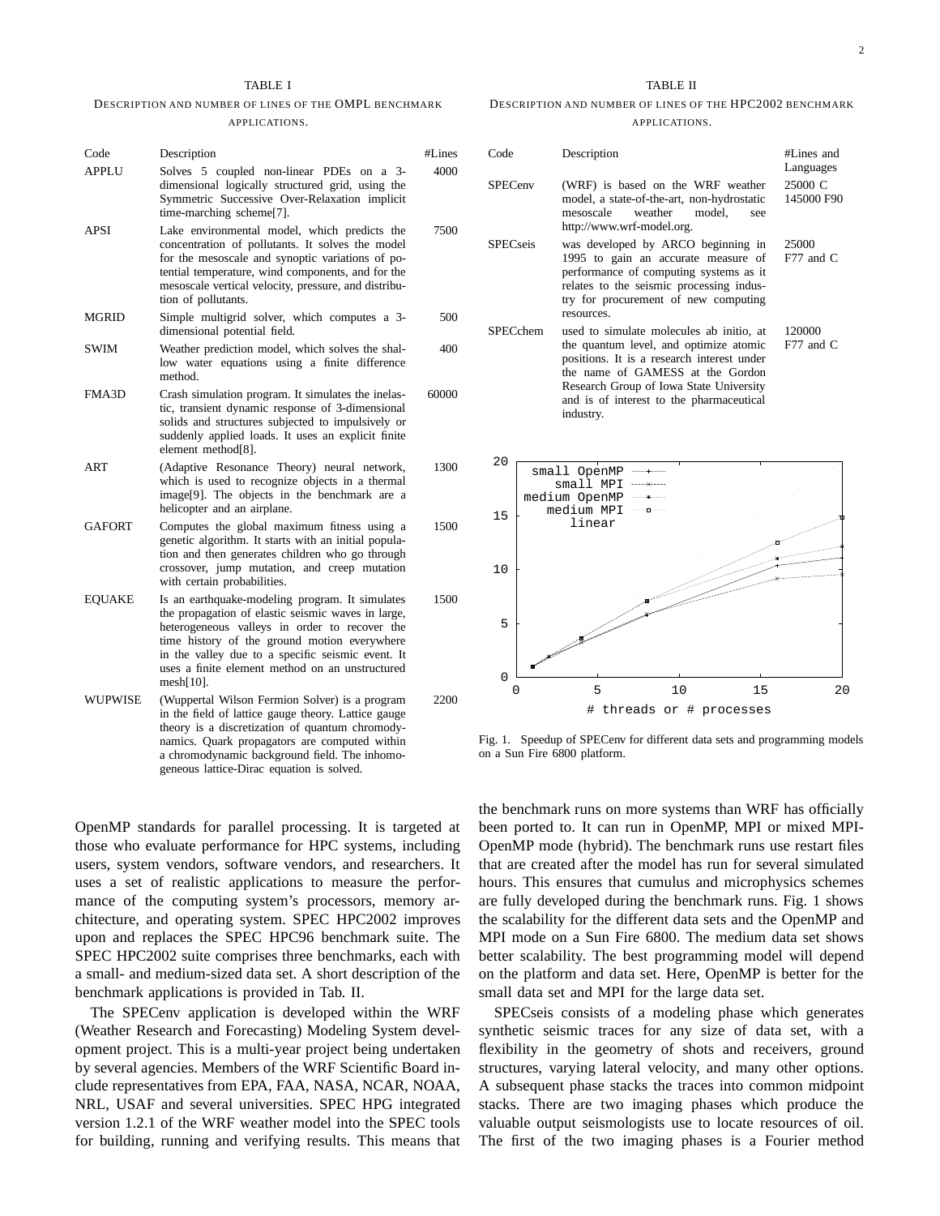TABLE I

DESCRIPTION AND NUMBER OF LINES OF THE OMPL BENCHMARK APPLICATIONS.

| Code | Description | #Lines |
|---|---|---|
| APPLU | Solves 5 coupled non-linear PDEs on a 3-dimensional logically structured grid, using the Symmetric Successive Over-Relaxation implicit time-marching scheme[7]. | 4000 |
| APSI | Lake environmental model, which predicts the concentration of pollutants. It solves the model for the mesoscale and synoptic variations of potential temperature, wind components, and for the mesoscale vertical velocity, pressure, and distribution of pollutants. | 7500 |
| MGRID | Simple multigrid solver, which computes a 3-dimensional potential field. | 500 |
| SWIM | Weather prediction model, which solves the shallow water equations using a finite difference method. | 400 |
| FMA3D | Crash simulation program. It simulates the inelastic, transient dynamic response of 3-dimensional solids and structures subjected to impulsively or suddenly applied loads. It uses an explicit finite element method[8]. | 60000 |
| ART | (Adaptive Resonance Theory) neural network, which is used to recognize objects in a thermal image[9]. The objects in the benchmark are a helicopter and an airplane. | 1300 |
| GAFORT | Computes the global maximum fitness using a genetic algorithm. It starts with an initial population and then generates children who go through crossover, jump mutation, and creep mutation with certain probabilities. | 1500 |
| EQUAKE | Is an earthquake-modeling program. It simulates the propagation of elastic seismic waves in large, heterogeneous valleys in order to recover the time history of the ground motion everywhere in the valley due to a specific seismic event. It uses a finite element method on an unstructured mesh[10]. | 1500 |
| WUPWISE | (Wuppertal Wilson Fermion Solver) is a program in the field of lattice gauge theory. Lattice gauge theory is a discretization of quantum chromodynamics. Quark propagators are computed within a chromodynamic background field. The inhomogeneous lattice-Dirac equation is solved. | 2200 |

TABLE II

DESCRIPTION AND NUMBER OF LINES OF THE HPC2002 BENCHMARK APPLICATIONS.

| Code | Description | #Lines and Languages |
|---|---|---|
| SPECenv | (WRF) is based on the WRF weather model, a state-of-the-art, non-hydrostatic mesoscale weather model, see http://www.wrf-model.org. | 25000 C 145000 F90 |
| SPECseis | was developed by ARCO beginning in 1995 to gain an accurate measure of performance of computing systems as it relates to the seismic processing industry for procurement of new computing resources. | 25000 F77 and C |
| SPECchem | used to simulate molecules ab initio, at the quantum level, and optimize atomic positions. It is a research interest under the name of GAMESS at the Gordon Research Group of Iowa State University and is of interest to the pharmaceutical industry. | 120000 F77 and C |

OpenMP standards for parallel processing. It is targeted at those who evaluate performance for HPC systems, including users, system vendors, software vendors, and researchers. It uses a set of realistic applications to measure the performance of the computing system's processors, memory architecture, and operating system. SPEC HPC2002 improves upon and replaces the SPEC HPC96 benchmark suite. The SPEC HPC2002 suite comprises three benchmarks, each with a small- and medium-sized data set. A short description of the benchmark applications is provided in Tab. II.

The SPECenv application is developed within the WRF (Weather Research and Forecasting) Modeling System development project. This is a multi-year project being undertaken by several agencies. Members of the WRF Scientific Board include representatives from EPA, FAA, NASA, NCAR, NOAA, NRL, USAF and several universities. SPEC HPG integrated version 1.2.1 of the WRF weather model into the SPEC tools for building, running and verifying results. This means that the benchmark runs on more systems than WRF has officially been ported to. It can run in OpenMP, MPI or mixed MPI-OpenMP mode (hybrid). The benchmark runs use restart files that are created after the model has run for several simulated hours. This ensures that cumulus and microphysics schemes are fully developed during the benchmark runs. Fig. 1 shows the scalability for the different data sets and the OpenMP and MPI mode on a Sun Fire 6800. The medium data set shows better scalability. The best programming model will depend on the platform and data set. Here, OpenMP is better for the small data set and MPI for the large data set.

Fig. 1. Speedup of SPECenv for different data sets and programming models on a Sun Fire 6800 platform.

SPECseis consists of a modeling phase which generates synthetic seismic traces for any size of data set, with a flexibility in the geometry of shots and receivers, ground structures, varying lateral velocity, and many other options. A subsequent phase stacks the traces into common midpoint stacks. There are two imaging phases which produce the valuable output seismologists use to locate resources of oil. The first of the two imaging phases is a Fourier method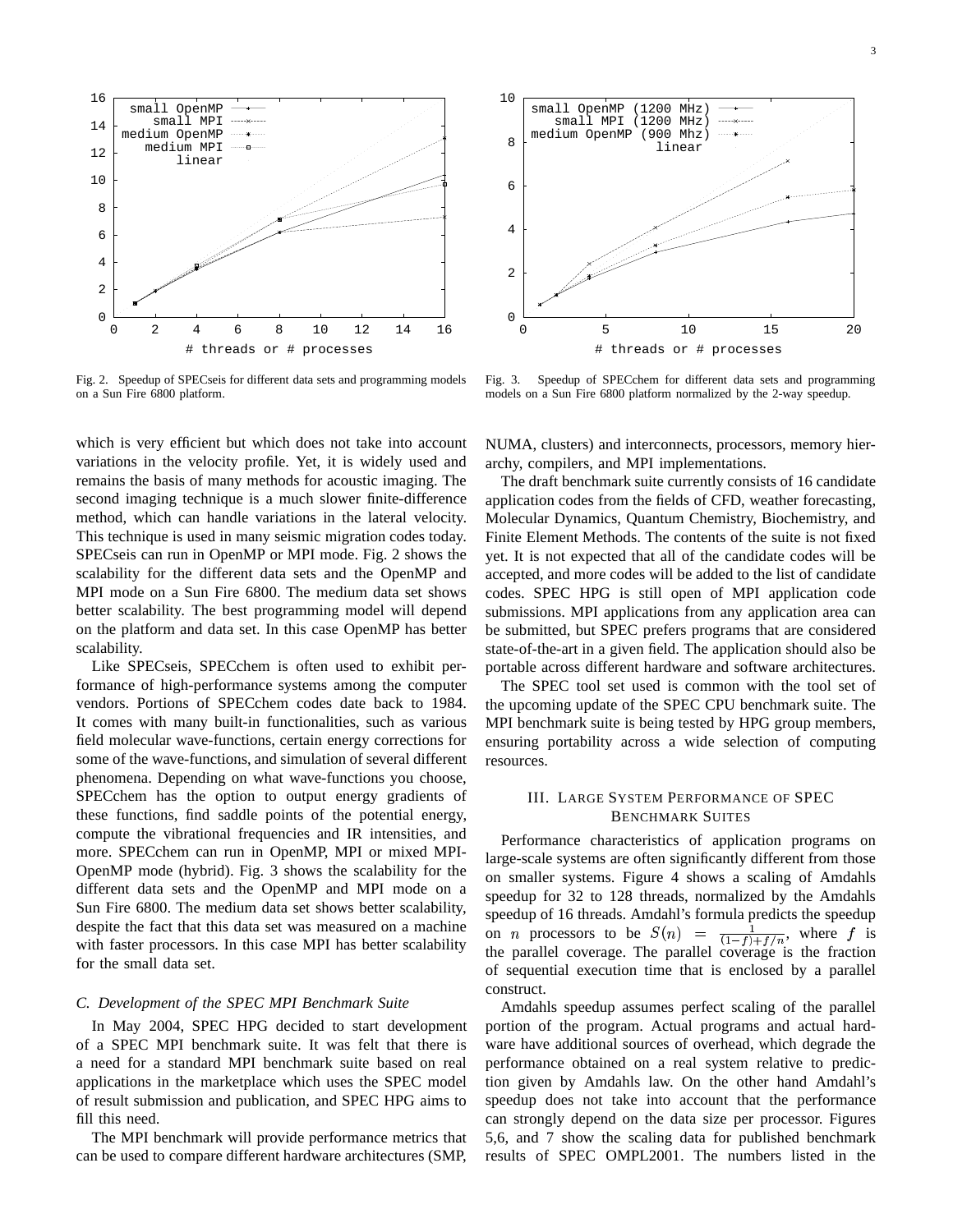Fig. 2. Speedup of SPECseis for different data sets and programming models on a Sun Fire 6800 platform.

Fig. 3. Speedup of SPECchem for different data sets and programming models on a Sun Fire 6800 platform normalized by the 2-way speedup.

which is very efficient but which does not take into account variations in the velocity profile. Yet, it is widely used and remains the basis of many methods for acoustic imaging. The second imaging technique is a much slower finite-difference method, which can handle variations in the lateral velocity. This technique is used in many seismic migration codes today. SPECseis can run in OpenMP or MPI mode. Fig. 2 shows the scalability for the different data sets and the OpenMP and MPI mode on a Sun Fire 6800. The medium data set shows better scalability. The best programming model will depend on the platform and data set. In this case OpenMP has better scalability.

Like SPECseis, SPECchem is often used to exhibit performance of high-performance systems among the computer vendors. Portions of SPECchem codes date back to 1984. It comes with many built-in functionalities, such as various field molecular wave-functions, certain energy corrections for some of the wave-functions, and simulation of several different phenomena. Depending on what wave-functions you choose, SPECchem has the option to output energy gradients of these functions, find saddle points of the potential energy, compute the vibrational frequencies and IR intensities, and more. SPECchem can run in OpenMP, MPI or mixed MPI-OpenMP mode (hybrid). Fig. 3 shows the scalability for the different data sets and the OpenMP and MPI mode on a Sun Fire 6800. The medium data set shows better scalability, despite the fact that this data set was measured on a machine with faster processors. In this case MPI has better scalability for the small data set.

### C. Development of the SPEC MPI Benchmark Suite

In May 2004, SPEC HPG decided to start development of a SPEC MPI benchmark suite. It was felt that there is a need for a standard MPI benchmark suite based on real applications in the marketplace which uses the SPEC model of result submission and publication, and SPEC HPG aims to fill this need.

The MPI benchmark will provide performance metrics that can be used to compare different hardware architectures (SMP, NUMA, clusters) and interconnects, processors, memory hierarchy, compilers, and MPI implementations.

The draft benchmark suite currently consists of 16 candidate application codes from the fields of CFD, weather forecasting, Molecular Dynamics, Quantum Chemistry, Biochemistry, and Finite Element Methods. The contents of the suite is not fixed yet. It is not expected that all of the candidate codes will be accepted, and more codes will be added to the list of candidate codes. SPEC HPG is still open of MPI application code submissions. MPI applications from any application area can be submitted, but SPEC prefers programs that are considered state-of-the-art in a given field. The application should also be portable across different hardware and software architectures.

The SPEC tool set used is common with the tool set of the upcoming update of the SPEC CPU benchmark suite. The MPI benchmark suite is being tested by HPG group members, ensuring portability across a wide selection of computing resources.

## III. Large System Performance of SPEC Benchmark Suites

Performance characteristics of application programs on large-scale systems are often significantly different from those on smaller systems. Figure 4 shows a scaling of Amdahls speedup for 32 to 128 threads, normalized by the Amdahls speedup of 16 threads. Amdahl's formula predicts the speedup on $n$ processors to be $S(n) = \frac{1}{(1-f)+f/n}$, where $f$ is the parallel coverage. The parallel coverage is the fraction of sequential execution time that is enclosed by a parallel construct.

Amdahls speedup assumes perfect scaling of the parallel portion of the program. Actual programs and actual hardware have additional sources of overhead, which degrade the performance obtained on a real system relative to prediction given by Amdahls law. On the other hand Amdahl's speedup does not take into account that the performance can strongly depend on the data size per processor. Figures 5,6, and 7 show the scaling data for published benchmark results of SPEC OMPL2001. The numbers listed in the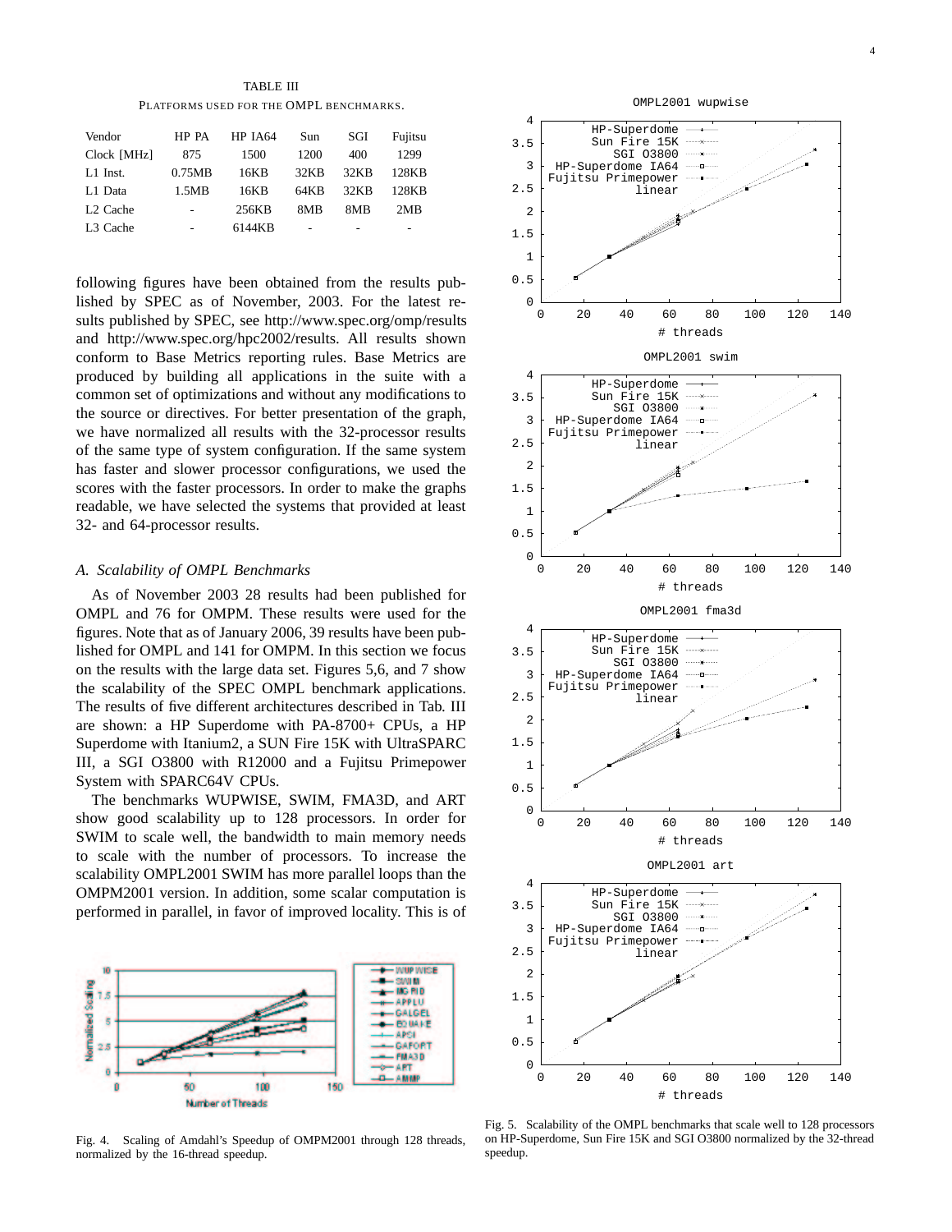TABLE III

PLATFORMS USED FOR THE OMPL BENCHMARKS.

| Vendor | HP PA | HP IA64 | Sun | SGI | Fujitsu |
|---|---|---|---|---|---|
| Clock [MHz] | 875 | 1500 | 1200 | 400 | 1299 |
| L1 Inst. | 0.75MB | 16KB | 32KB | 32KB | 128KB |
| L1 Data | 1.5MB | 16KB | 64KB | 32KB | 128KB |
| L2 Cache | - | 256KB | 8MB | 8MB | 2MB |
| L3 Cache | - | 6144KB | - | - | - |

following figures have been obtained from the results published by SPEC as of November, 2003. For the latest results published by SPEC, see http://www.spec.org/omp/results and http://www.spec.org/hpc2002/results. All results shown conform to Base Metrics reporting rules. Base Metrics are produced by building all applications in the suite with a common set of optimizations and without any modifications to the source or directives. For better presentation of the graph, we have normalized all results with the 32-processor results of the same type of system configuration. If the same system has faster and slower processor configurations, we used the scores with the faster processors. In order to make the graphs readable, we have selected the systems that provided at least 32- and 64-processor results.

### A. Scalability of OMPL Benchmarks

As of November 2003 28 results had been published for OMPL and 76 for OMPM. These results were used for the figures. Note that as of January 2006, 39 results have been published for OMPL and 141 for OMPM. In this section we focus on the results with the large data set. Figures 5,6, and 7 show the scalability of the SPEC OMPL benchmark applications. The results of five different architectures described in Tab. III are shown: a HP Superdome with PA-8700+ CPUs, a HP Superdome with Itanium2, a SUN Fire 15K with UltraSPARC III, a SGI O3800 with R12000 and a Fujitsu Primepower System with SPARC64V CPUs.

The benchmarks WUPWISE, SWIM, FMA3D, and ART show good scalability up to 128 processors. In order for SWIM to scale well, the bandwidth to main memory needs to scale with the number of processors. To increase the scalability OMPL2001 SWIM has more parallel loops than the OMPM2001 version. In addition, some scalar computation is performed in parallel, in favor of improved locality. This is of

Fig. 4. Scaling of Amdahl's Speedup of OMPM2001 through 128 threads, normalized by the 16-thread speedup.

Fig. 5. Scalability of the OMPL benchmarks that scale well to 128 processors on HP-Superdome, Sun Fire 15K and SGI O3800 normalized by the 32-thread speedup.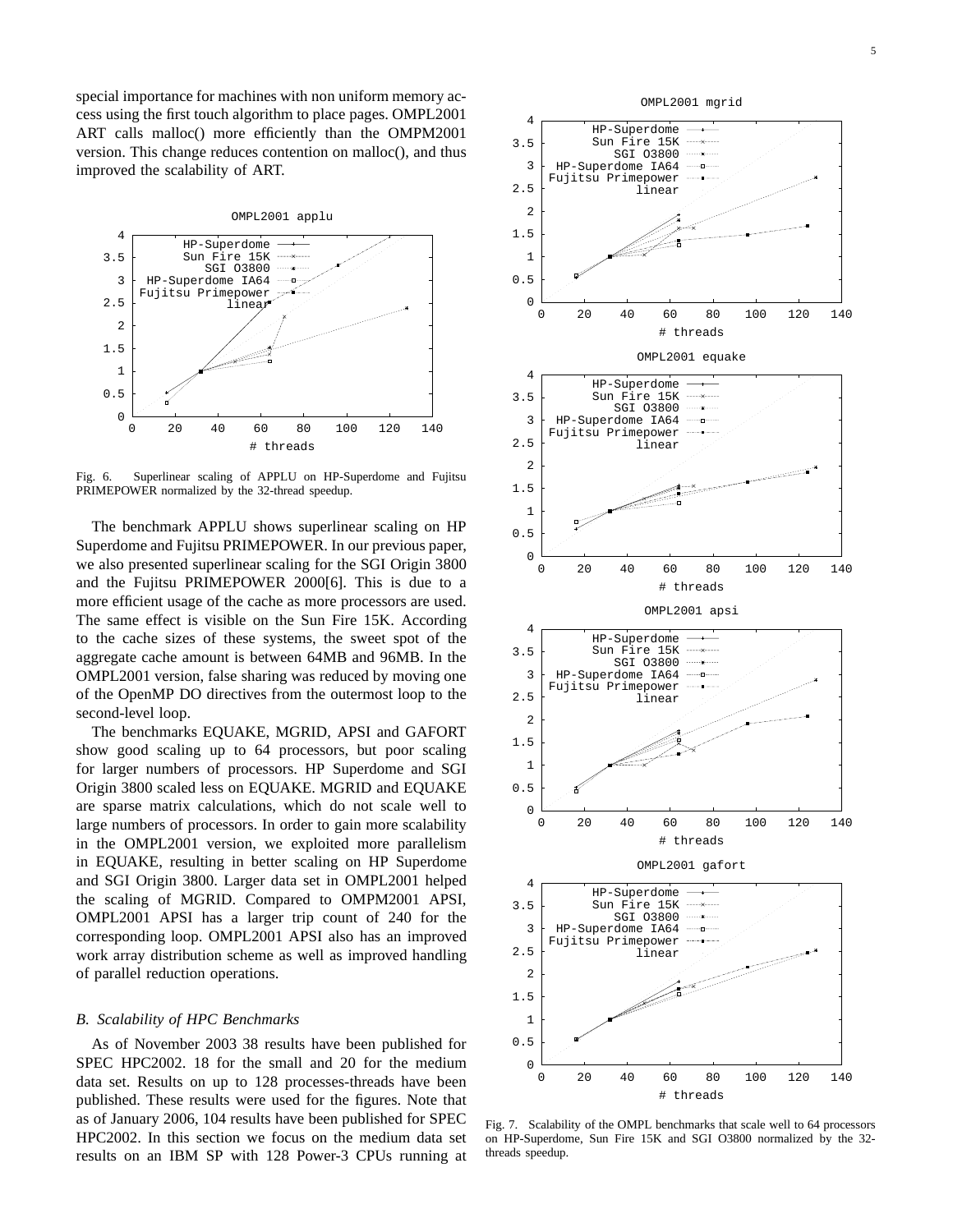special importance for machines with non uniform memory access using the first touch algorithm to place pages. OMPL2001 ART calls malloc() more efficiently than the OMPM2001 version. This change reduces contention on malloc(), and thus improved the scalability of ART.

Fig. 6. Superlinear scaling of APPLU on HP-Superdome and Fujitsu PRIMEPOWER normalized by the 32-thread speedup.

The benchmark APPLU shows superlinear scaling on HP Superdome and Fujitsu PRIMEPOWER. In our previous paper, we also presented superlinear scaling for the SGI Origin 3800 and the Fujitsu PRIMEPOWER 2000[6]. This is due to a more efficient usage of the cache as more processors are used. The same effect is visible on the Sun Fire 15K. According to the cache sizes of these systems, the sweet spot of the aggregate cache amount is between 64MB and 96MB. In the OMPL2001 version, false sharing was reduced by moving one of the OpenMP DO directives from the outermost loop to the second-level loop.

The benchmarks EQUAKE, MGRID, APSI and GAFORT show good scaling up to 64 processors, but poor scaling for larger numbers of processors. HP Superdome and SGI Origin 3800 scaled less on EQUAKE. MGRID and EQUAKE are sparse matrix calculations, which do not scale well to large numbers of processors. In order to gain more scalability in the OMPL2001 version, we exploited more parallelism in EQUAKE, resulting in better scaling on HP Superdome and SGI Origin 3800. Larger data set in OMPL2001 helped the scaling of MGRID. Compared to OMPM2001 APSI, OMPL2001 APSI has a larger trip count of 240 for the corresponding loop. OMPL2001 APSI also has an improved work array distribution scheme as well as improved handling of parallel reduction operations.

### *B. Scalability of HPC Benchmarks*

As of November 2003 38 results have been published for SPEC HPC2002. 18 for the small and 20 for the medium data set. Results on up to 128 processes-threads have been published. These results were used for the figures. Note that as of January 2006, 104 results have been published for SPEC HPC2002. In this section we focus on the medium data set results on an IBM SP with 128 Power-3 CPUs running at

Fig. 7. Scalability of the OMPL benchmarks that scale well to 64 processors on HP-Superdome, Sun Fire 15K and SGI O3800 normalized by the 32-threads speedup.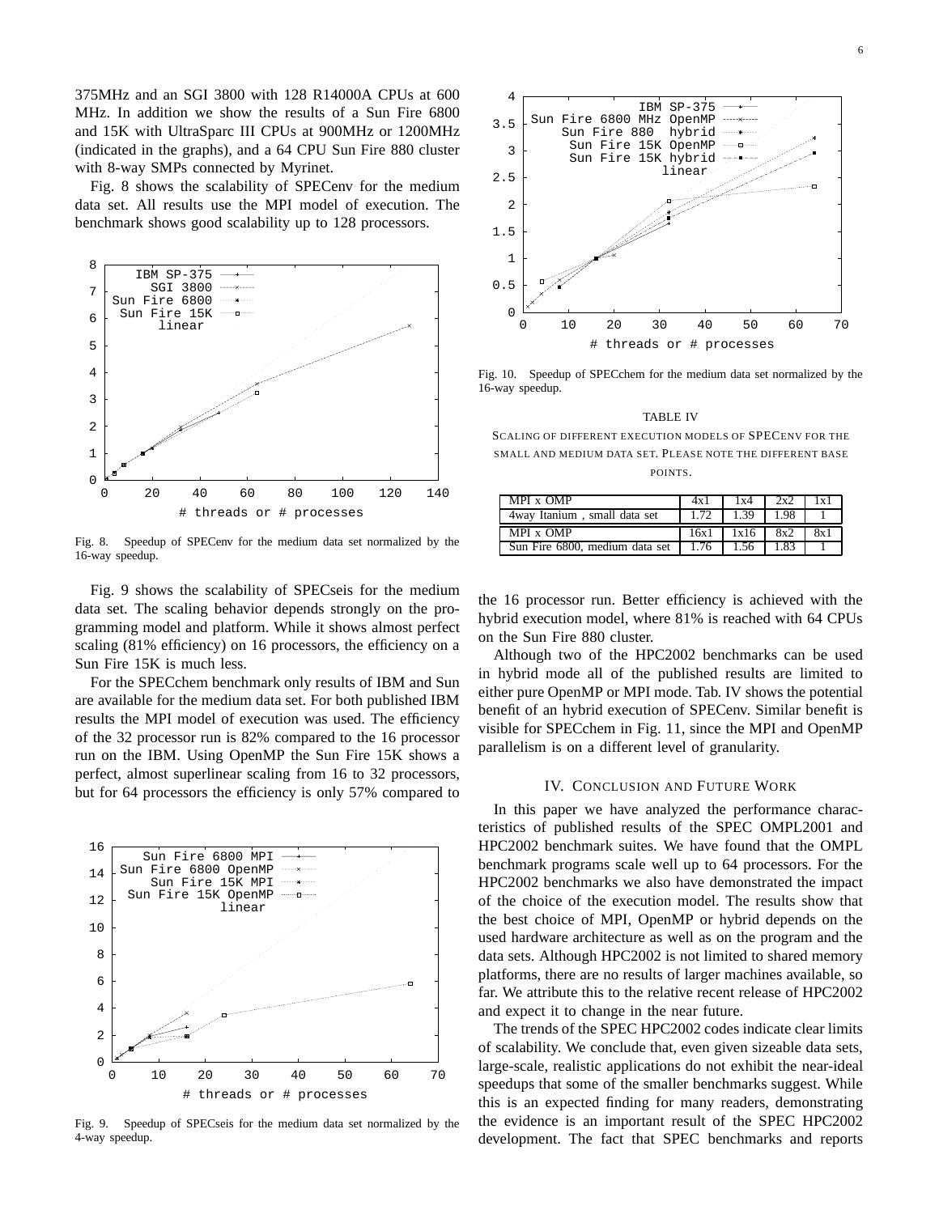375MHz and an SGI 3800 with 128 R14000A CPUs at 600 MHz. In addition we show the results of a Sun Fire 6800 and 15K with UltraSparc III CPUs at 900MHz or 1200MHz (indicated in the graphs), and a 64 CPU Sun Fire 880 cluster with 8-way SMPs connected by Myrinet.

Fig. 8 shows the scalability of SPECenv for the medium data set. All results use the MPI model of execution. The benchmark shows good scalability up to 128 processors.

Fig. 8. Speedup of SPECenv for the medium data set normalized by the 16-way speedup.

Fig. 9 shows the scalability of SPECseis for the medium data set. The scaling behavior depends strongly on the programming model and platform. While it shows almost perfect scaling (81% efficiency) on 16 processors, the efficiency on a Sun Fire 15K is much less.

For the SPECchem benchmark only results of IBM and Sun are available for the medium data set. For both published IBM results the MPI model of execution was used. The efficiency of the 32 processor run is 82% compared to the 16 processor run on the IBM. Using OpenMP the Sun Fire 15K shows a perfect, almost superlinear scaling from 16 to 32 processors, but for 64 processors the efficiency is only 57% compared to the 16 processor run. Better efficiency is achieved with the hybrid execution model, where 81% is reached with 64 CPUs on the Sun Fire 880 cluster.

Fig. 9. Speedup of SPECseis for the medium data set normalized by the 4-way speedup.

Fig. 10. Speedup of SPECchem for the medium data set normalized by the 16-way speedup.

TABLE IV

SCALING OF DIFFERENT EXECUTION MODELS OF SPECENV FOR THE SMALL AND MEDIUM DATA SET. PLEASE NOTE THE DIFFERENT BASE POINTS.

| MPI x OMP | 4x1 | 1x4 | 2x2 | 1x1 |
|---|---|---|---|---|
| 4way Itanium , small data set | 1.72 | 1.39 | 1.98 | 1 |
| MPI x OMP | 16x1 | 1x16 | 8x2 | 8x1 |
| Sun Fire 6800, medium data set | 1.76 | 1.56 | 1.83 | 1 |

Although two of the HPC2002 benchmarks can be used in hybrid mode all of the published results are limited to either pure OpenMP or MPI mode. Tab. IV shows the potential benefit of an hybrid execution of SPECenv. Similar benefit is visible for SPECchem in Fig. 11, since the MPI and OpenMP parallelism is on a different level of granularity.

## IV. CONCLUSION AND FUTURE WORK

In this paper we have analyzed the performance characteristics of published results of the SPEC OMPL2001 and HPC2002 benchmark suites. We have found that the OMPL benchmark programs scale well up to 64 processors. For the HPC2002 benchmarks we also have demonstrated the impact of the choice of the execution model. The results show that the best choice of MPI, OpenMP or hybrid depends on the used hardware architecture as well as on the program and the data sets. Although HPC2002 is not limited to shared memory platforms, there are no results of larger machines available, so far. We attribute this to the relative recent release of HPC2002 and expect it to change in the near future.

The trends of the SPEC HPC2002 codes indicate clear limits of scalability. We conclude that, even given sizeable data sets, large-scale, realistic applications do not exhibit the near-ideal speedups that some of the smaller benchmarks suggest. While this is an expected finding for many readers, demonstrating the evidence is an important result of the SPEC HPC2002 development. The fact that SPEC benchmarks and reports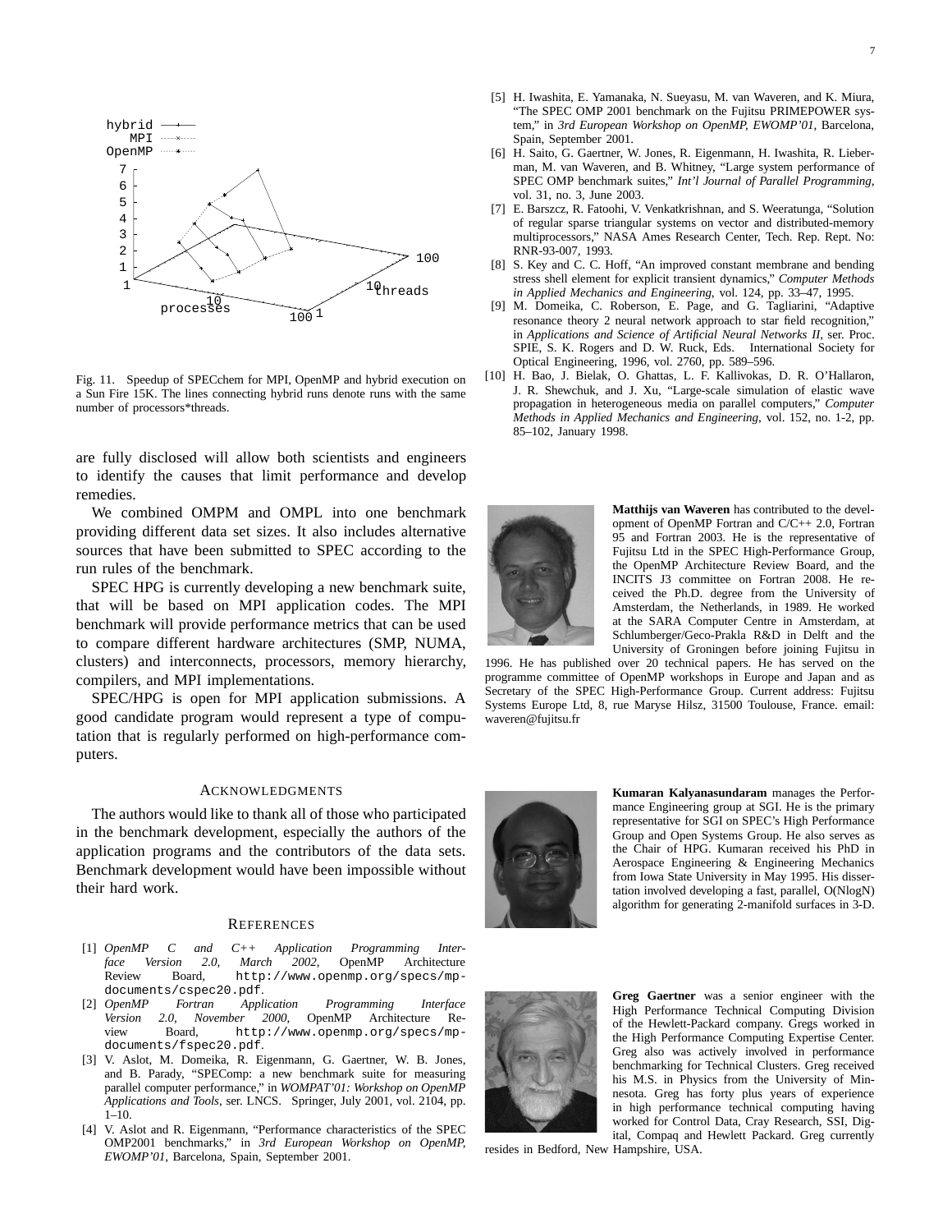Fig. 11. Speedup of SPECchem for MPI, OpenMP and hybrid execution on a Sun Fire 15K. The lines connecting hybrid runs denote runs with the same number of processors*threads.

are fully disclosed will allow both scientists and engineers to identify the causes that limit performance and develop remedies.

We combined OMPM and OMPL into one benchmark providing different data set sizes. It also includes alternative sources that have been submitted to SPEC according to the run rules of the benchmark.

SPEC HPG is currently developing a new benchmark suite, that will be based on MPI application codes. The MPI benchmark will provide performance metrics that can be used to compare different hardware architectures (SMP, NUMA, clusters) and interconnects, processors, memory hierarchy, compilers, and MPI implementations.

SPEC/HPG is open for MPI application submissions. A good candidate program would represent a type of computation that is regularly performed on high-performance computers.

## Acknowledgments

The authors would like to thank all of those who participated in the benchmark development, especially the authors of the application programs and the contributors of the data sets. Benchmark development would have been impossible without their hard work.

## References

[1] *OpenMP C and C++ Application Programming Interface Version 2.0, March 2002*, OpenMP Architecture Review Board, http://www.openmp.org/specs/mp-documents/cspec20.pdf.

[2] *OpenMP Fortran Application Programming Interface Version 2.0, November 2000*, OpenMP Architecture Review Board, http://www.openmp.org/specs/mp-documents/fspec20.pdf.

[3] V. Aslot, M. Domeika, R. Eigenmann, G. Gaertner, W. B. Jones, and B. Parady, "SPEComp: a new benchmark suite for measuring parallel computer performance," in *WOMPAT'01: Workshop on OpenMP Applications and Tools*, ser. LNCS. Springer, July 2001, vol. 2104, pp. 1–10.

[4] V. Aslot and R. Eigenmann, "Performance characteristics of the SPEC OMP2001 benchmarks," in *3rd European Workshop on OpenMP, EWOMP'01*, Barcelona, Spain, September 2001.

[5] H. Iwashita, E. Yamanaka, N. Sueyasu, M. van Waveren, and K. Miura, "The SPEC OMP 2001 benchmark on the Fujitsu PRIMEPOWER system," in *3rd European Workshop on OpenMP, EWOMP'01*, Barcelona, Spain, September 2001.

[6] H. Saito, G. Gaertner, W. Jones, R. Eigenmann, H. Iwashita, R. Lieberman, M. van Waveren, and B. Whitney, "Large system performance of SPEC OMP benchmark suites," *Int'l Journal of Parallel Programming*, vol. 31, no. 3, June 2003.

[7] E. Barszcz, R. Fatoohi, V. Venkatkrishnan, and S. Weeratunga, "Solution of regular sparse triangular systems on vector and distributed-memory multiprocessors," NASA Ames Research Center, Tech. Rep. Rept. No: RNR-93-007, 1993.

[8] S. Key and C. C. Hoff, "An improved constant membrane and bending stress shell element for explicit transient dynamics," *Computer Methods in Applied Mechanics and Engineering*, vol. 124, pp. 33–47, 1995.

[9] M. Domeika, C. Roberson, E. Page, and G. Tagliarini, "Adaptive resonance theory 2 neural network approach to star field recognition," in *Applications and Science of Artificial Neural Networks II*, ser. Proc. SPIE, S. K. Rogers and D. W. Ruck, Eds. International Society for Optical Engineering, 1996, vol. 2760, pp. 589–596.

[10] H. Bao, J. Bielak, O. Ghattas, L. F. Kallivokas, D. R. O'Hallaron, J. R. Shewchuk, and J. Xu, "Large-scale simulation of elastic wave propagation in heterogeneous media on parallel computers," *Computer Methods in Applied Mechanics and Engineering*, vol. 152, no. 1-2, pp. 85–102, January 1998.

**Matthijs van Waveren** has contributed to the development of OpenMP Fortran and C/C++ 2.0, Fortran 95 and Fortran 2003. He is the representative of Fujitsu Ltd in the SPEC High-Performance Group, the OpenMP Architecture Review Board, and the INCITS J3 committee on Fortran 2008. He received the Ph.D. degree from the University of Amsterdam, the Netherlands, in 1989. He worked at the SARA Computer Centre in Amsterdam, at Schlumberger/Geco-Prakla R&D in Delft and the University of Groningen before joining Fujitsu in 1996. He has published over 20 technical papers. He has served on the programme committee of OpenMP workshops in Europe and Japan and as Secretary of the SPEC High-Performance Group. Current address: Fujitsu Systems Europe Ltd, 8, rue Maryse Hilsz, 31500 Toulouse, France. email: waveren@fujitsu.fr

**Kumaran Kalyanasundaram** manages the Performance Engineering group at SGI. He is the primary representative for SGI on SPEC's High Performance Group and Open Systems Group. He also serves as the Chair of HPG. Kumaran received his PhD in Aerospace Engineering & Engineering Mechanics from Iowa State University in May 1995. His dissertation involved developing a fast, parallel, O(NlogN) algorithm for generating 2-manifold surfaces in 3-D.

**Greg Gaertner** was a senior engineer with the High Performance Technical Computing Division of the Hewlett-Packard company. Gregs worked in the High Performance Computing Expertise Center. Greg also was actively involved in performance benchmarking for Technical Clusters. Greg received his M.S. in Physics from the University of Minnesota. Greg has forty plus years of experience in high performance technical computing having worked for Control Data, Cray Research, SSI, Digital, Compaq and Hewlett Packard. Greg currently resides in Bedford, New Hampshire, USA.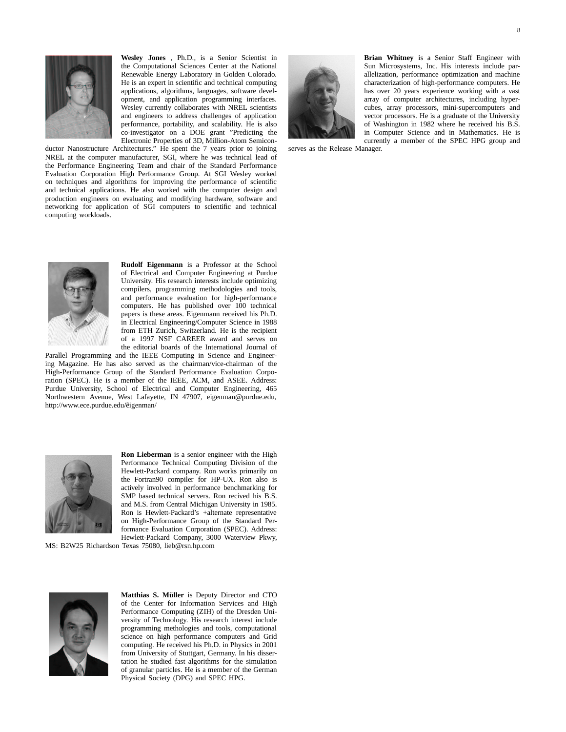**Wesley Jones** , Ph.D., is a Senior Scientist in the Computational Sciences Center at the National Renewable Energy Laboratory in Golden Colorado. He is an expert in scientific and technical computing applications, algorithms, languages, software development, and application programming interfaces. Wesley currently collaborates with NREL scientists and engineers to address challenges of application performance, portability, and scalability. He is also co-investigator on a DOE grant "Predicting the Electronic Properties of 3D, Million-Atom Semiconductor Nanostructure Architectures." He spent the 7 years prior to joining NREL at the computer manufacturer, SGI, where he was technical lead of the Performance Engineering Team and chair of the Standard Performance Evaluation Corporation High Performance Group. At SGI Wesley worked on techniques and algorithms for improving the performance of scientific and technical applications. He also worked with the computer design and production engineers on evaluating and modifying hardware, software and networking for application of SGI computers to scientific and technical computing workloads.

**Rudolf Eigenmann** is a Professor at the School of Electrical and Computer Engineering at Purdue University. His research interests include optimizing compilers, programming methodologies and tools, and performance evaluation for high-performance computers. He has published over 100 technical papers is these areas. Eigenmann received his Ph.D. in Electrical Engineering/Computer Science in 1988 from ETH Zurich, Switzerland. He is the recipient of a 1997 NSF CAREER award and serves on the editorial boards of the International Journal of Parallel Programming and the IEEE Computing in Science and Engineering Magazine. He has also served as the chairman/vice-chairman of the High-Performance Group of the Standard Performance Evaluation Corporation (SPEC). He is a member of the IEEE, ACM, and ASEE. Address: Purdue University, School of Electrical and Computer Engineering, 465 Northwestern Avenue, West Lafayette, IN 47907, eigenman@purdue.edu, http://www.ece.purdue.edu/ẽigenman/

**Ron Lieberman** is a senior engineer with the High Performance Technical Computing Division of the Hewlett-Packard company. Ron works primarily on the Fortran90 compiler for HP-UX. Ron also is actively involved in performance benchmarking for SMP based technical servers. Ron recived his B.S. and M.S. from Central Michigan University in 1985. Ron is Hewlett-Packard's +alternate representative on High-Performance Group of the Standard Performance Evaluation Corporation (SPEC). Address: Hewlett-Packard Company, 3000 Waterview Pkwy, MS: B2W25 Richardson Texas 75080, lieb@rsn.hp.com

**Matthias S. Müller** is Deputy Director and CTO of the Center for Information Services and High Performance Computing (ZIH) of the Dresden University of Technology. His research interest include programming methologies and tools, computational science on high performance computers and Grid computing. He received his Ph.D. in Physics in 2001 from University of Stuttgart, Germany. In his dissertation he studied fast algorithms for the simulation of granular particles. He is a member of the German Physical Society (DPG) and SPEC HPG.

**Brian Whitney** is a Senior Staff Engineer with Sun Microsystems, Inc. His interests include parallelization, performance optimization and machine characterization of high-performance computers. He has over 20 years experience working with a vast array of computer architectures, including hypercubes, array processors, mini-supercomputers and vector processors. He is a graduate of the University of Washington in 1982 where he received his B.S. in Computer Science and in Mathematics. He is currently a member of the SPEC HPG group and serves as the Release Manager.